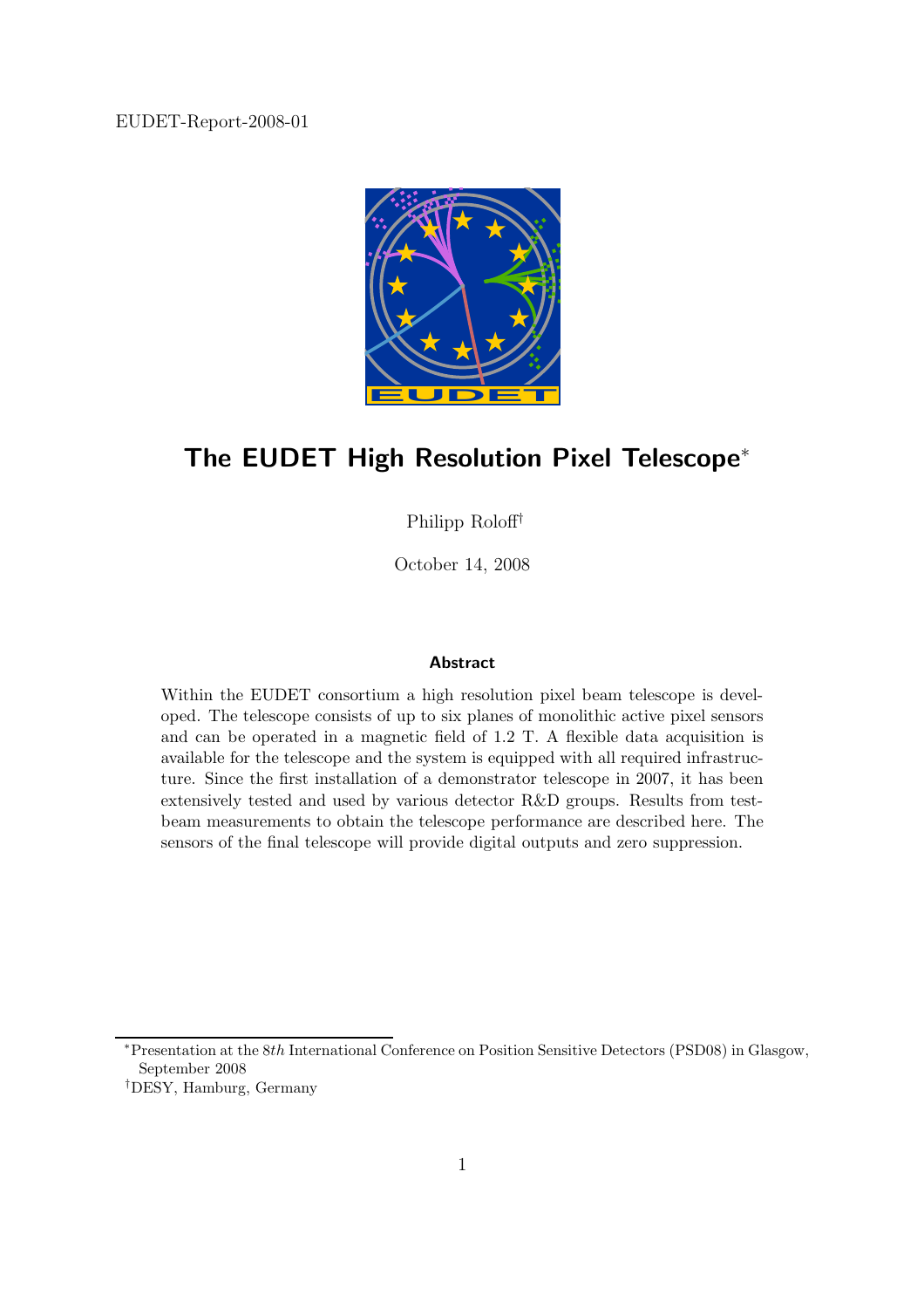EUDET-Report-2008-01

# The EUDET High Resolution Pixel Telescope*

Philipp Roloff†

October 14, 2008

### Abstract

Within the EUDET consortium a high resolution pixel beam telescope is developed. The telescope consists of up to six planes of monolithic active pixel sensors and can be operated in a magnetic field of 1.2 T. A flexible data acquisition is available for the telescope and the system is equipped with all required infrastructure. Since the first installation of a demonstrator telescope in 2007, it has been extensively tested and used by various detector R&D groups. Results from test-beam measurements to obtain the telescope performance are described here. The sensors of the final telescope will provide digital outputs and zero suppression.

---

*Presentation at the $8th$ International Conference on Position Sensitive Detectors (PSD08) in Glasgow, September 2008

†DESY, Hamburg, Germany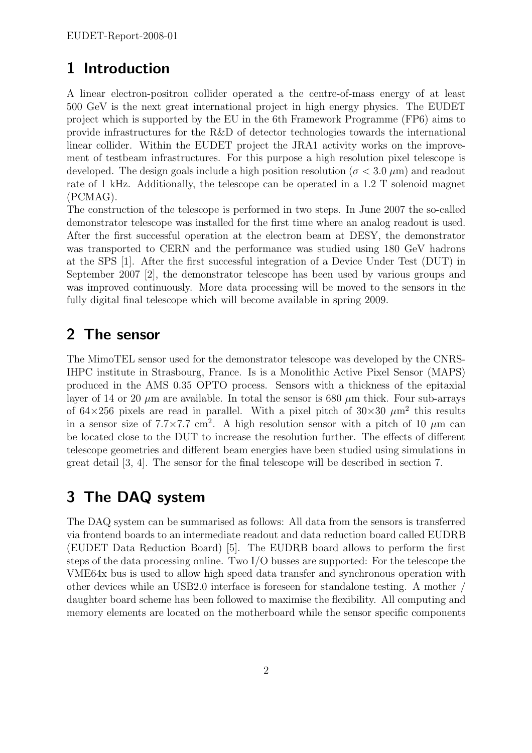# 1 Introduction

A linear electron-positron collider operated a the centre-of-mass energy of at least 500 GeV is the next great international project in high energy physics. The EUDET project which is supported by the EU in the 6th Framework Programme (FP6) aims to provide infrastructures for the R&D of detector technologies towards the international linear collider. Within the EUDET project the JRA1 activity works on the improvement of testbeam infrastructures. For this purpose a high resolution pixel telescope is developed. The design goals include a high position resolution ($\sigma < 3.0\ \mu$m) and readout rate of 1 kHz. Additionally, the telescope can be operated in a 1.2 T solenoid magnet (PCMAG).

The construction of the telescope is performed in two steps. In June 2007 the so-called demonstrator telescope was installed for the first time where an analog readout is used. After the first successful operation at the electron beam at DESY, the demonstrator was transported to CERN and the performance was studied using 180 GeV hadrons at the SPS [1]. After the first successful integration of a Device Under Test (DUT) in September 2007 [2], the demonstrator telescope has been used by various groups and was improved continuously. More data processing will be moved to the sensors in the fully digital final telescope which will become available in spring 2009.

# 2 The sensor

The MimoTEL sensor used for the demonstrator telescope was developed by the CNRS-IHPC institute in Strasbourg, France. Is is a Monolithic Active Pixel Sensor (MAPS) produced in the AMS 0.35 OPTO process. Sensors with a thickness of the epitaxial layer of 14 or 20 $\mu$m are available. In total the sensor is 680 $\mu$m thick. Four sub-arrays of $64\times256$ pixels are read in parallel. With a pixel pitch of $30\times30\ \mu\text{m}^2$ this results in a sensor size of $7.7\times7.7\ \text{cm}^2$. A high resolution sensor with a pitch of 10 $\mu$m can be located close to the DUT to increase the resolution further. The effects of different telescope geometries and different beam energies have been studied using simulations in great detail [3, 4]. The sensor for the final telescope will be described in section 7.

# 3 The DAQ system

The DAQ system can be summarised as follows: All data from the sensors is transferred via frontend boards to an intermediate readout and data reduction board called EUDRB (EUDET Data Reduction Board) [5]. The EUDRB board allows to perform the first steps of the data processing online. Two I/O busses are supported: For the telescope the VME64x bus is used to allow high speed data transfer and synchronous operation with other devices while an USB2.0 interface is foreseen for standalone testing. A mother / daughter board scheme has been followed to maximise the flexibility. All computing and memory elements are located on the motherboard while the sensor specific components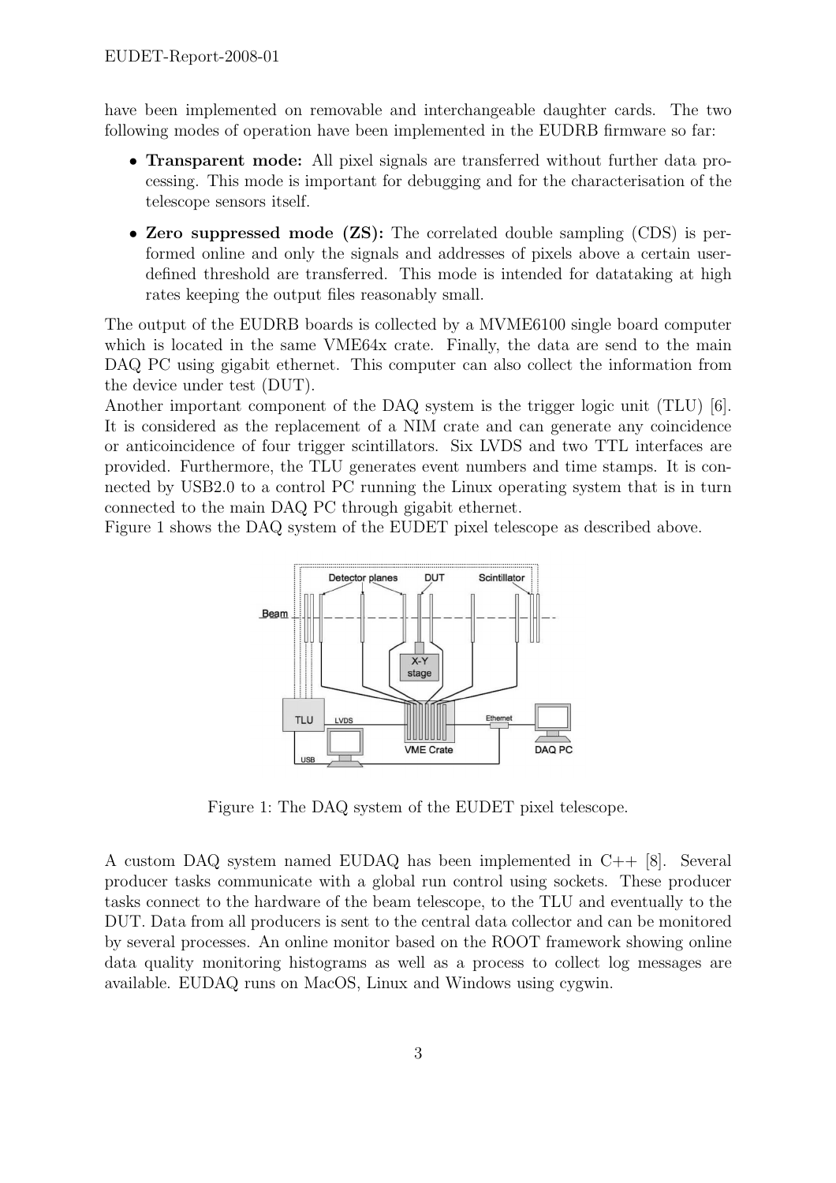have been implemented on removable and interchangeable daughter cards. The two following modes of operation have been implemented in the EUDRB firmware so far:

- **Transparent mode:** All pixel signals are transferred without further data processing. This mode is important for debugging and for the characterisation of the telescope sensors itself.
- **Zero suppressed mode (ZS):** The correlated double sampling (CDS) is performed online and only the signals and addresses of pixels above a certain user-defined threshold are transferred. This mode is intended for datataking at high rates keeping the output files reasonably small.

The output of the EUDRB boards is collected by a MVME6100 single board computer which is located in the same VME64x crate. Finally, the data are send to the main DAQ PC using gigabit ethernet. This computer can also collect the information from the device under test (DUT).

Another important component of the DAQ system is the trigger logic unit (TLU) [6]. It is considered as the replacement of a NIM crate and can generate any coincidence or anticoincidence of four trigger scintillators. Six LVDS and two TTL interfaces are provided. Furthermore, the TLU generates event numbers and time stamps. It is connected by USB2.0 to a control PC running the Linux operating system that is in turn connected to the main DAQ PC through gigabit ethernet.

Figure 1 shows the DAQ system of the EUDET pixel telescope as described above.

Figure 1: The DAQ system of the EUDET pixel telescope.

A custom DAQ system named EUDAQ has been implemented in C++ [8]. Several producer tasks communicate with a global run control using sockets. These producer tasks connect to the hardware of the beam telescope, to the TLU and eventually to the DUT. Data from all producers is sent to the central data collector and can be monitored by several processes. An online monitor based on the ROOT framework showing online data quality monitoring histograms as well as a process to collect log messages are available. EUDAQ runs on MacOS, Linux and Windows using cygwin.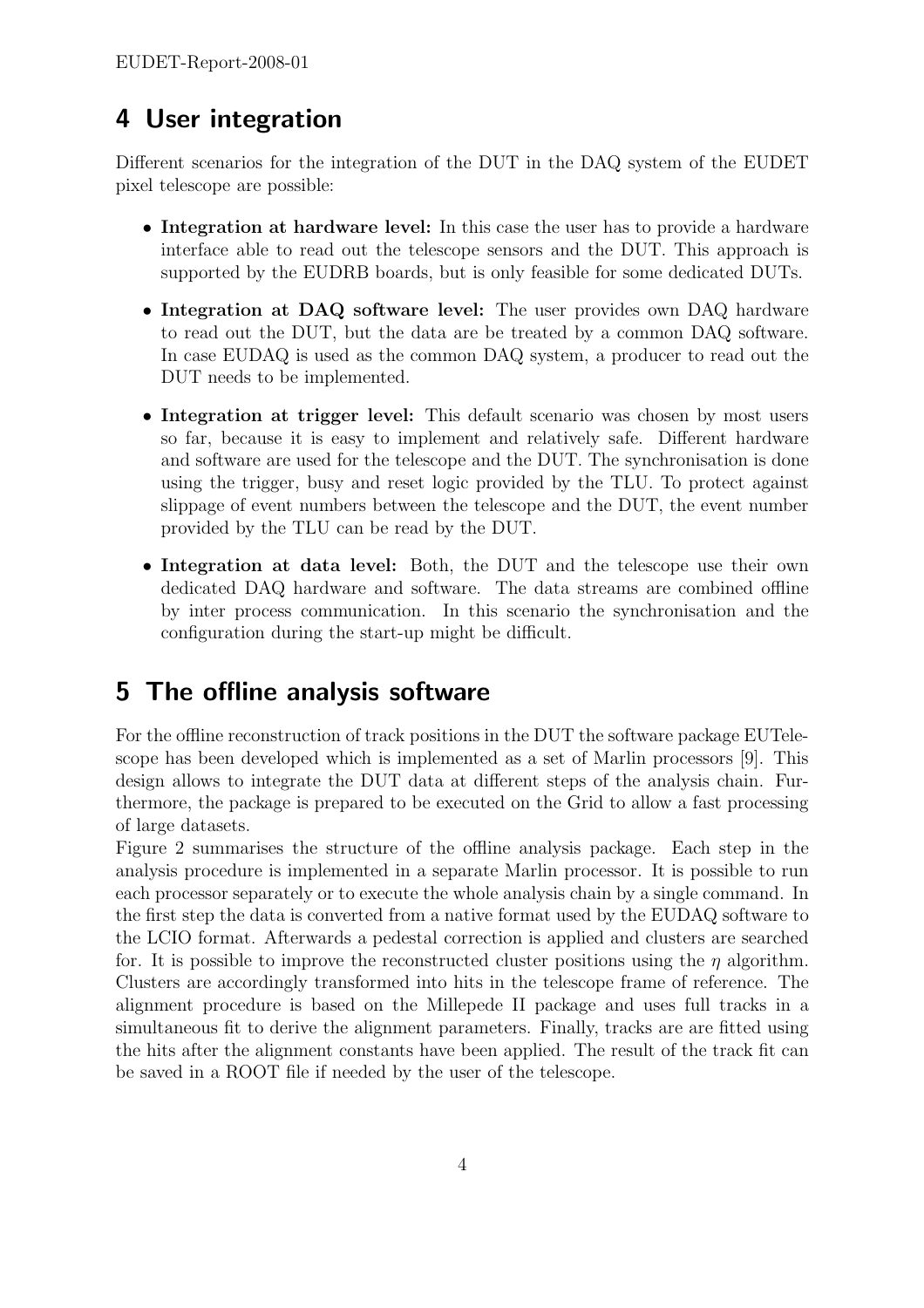# 4 User integration

Different scenarios for the integration of the DUT in the DAQ system of the EUDET pixel telescope are possible:

- **Integration at hardware level:** In this case the user has to provide a hardware interface able to read out the telescope sensors and the DUT. This approach is supported by the EUDRB boards, but is only feasible for some dedicated DUTs.
- **Integration at DAQ software level:** The user provides own DAQ hardware to read out the DUT, but the data are be treated by a common DAQ software. In case EUDAQ is used as the common DAQ system, a producer to read out the DUT needs to be implemented.
- **Integration at trigger level:** This default scenario was chosen by most users so far, because it is easy to implement and relatively safe. Different hardware and software are used for the telescope and the DUT. The synchronisation is done using the trigger, busy and reset logic provided by the TLU. To protect against slippage of event numbers between the telescope and the DUT, the event number provided by the TLU can be read by the DUT.
- **Integration at data level:** Both, the DUT and the telescope use their own dedicated DAQ hardware and software. The data streams are combined offline by inter process communication. In this scenario the synchronisation and the configuration during the start-up might be difficult.

# 5 The offline analysis software

For the offline reconstruction of track positions in the DUT the software package EUTelescope has been developed which is implemented as a set of Marlin processors [9]. This design allows to integrate the DUT data at different steps of the analysis chain. Furthermore, the package is prepared to be executed on the Grid to allow a fast processing of large datasets.

Figure 2 summarises the structure of the offline analysis package. Each step in the analysis procedure is implemented in a separate Marlin processor. It is possible to run each processor separately or to execute the whole analysis chain by a single command. In the first step the data is converted from a native format used by the EUDAQ software to the LCIO format. Afterwards a pedestal correction is applied and clusters are searched for. It is possible to improve the reconstructed cluster positions using the $\eta$ algorithm. Clusters are accordingly transformed into hits in the telescope frame of reference. The alignment procedure is based on the Millepede II package and uses full tracks in a simultaneous fit to derive the alignment parameters. Finally, tracks are are fitted using the hits after the alignment constants have been applied. The result of the track fit can be saved in a ROOT file if needed by the user of the telescope.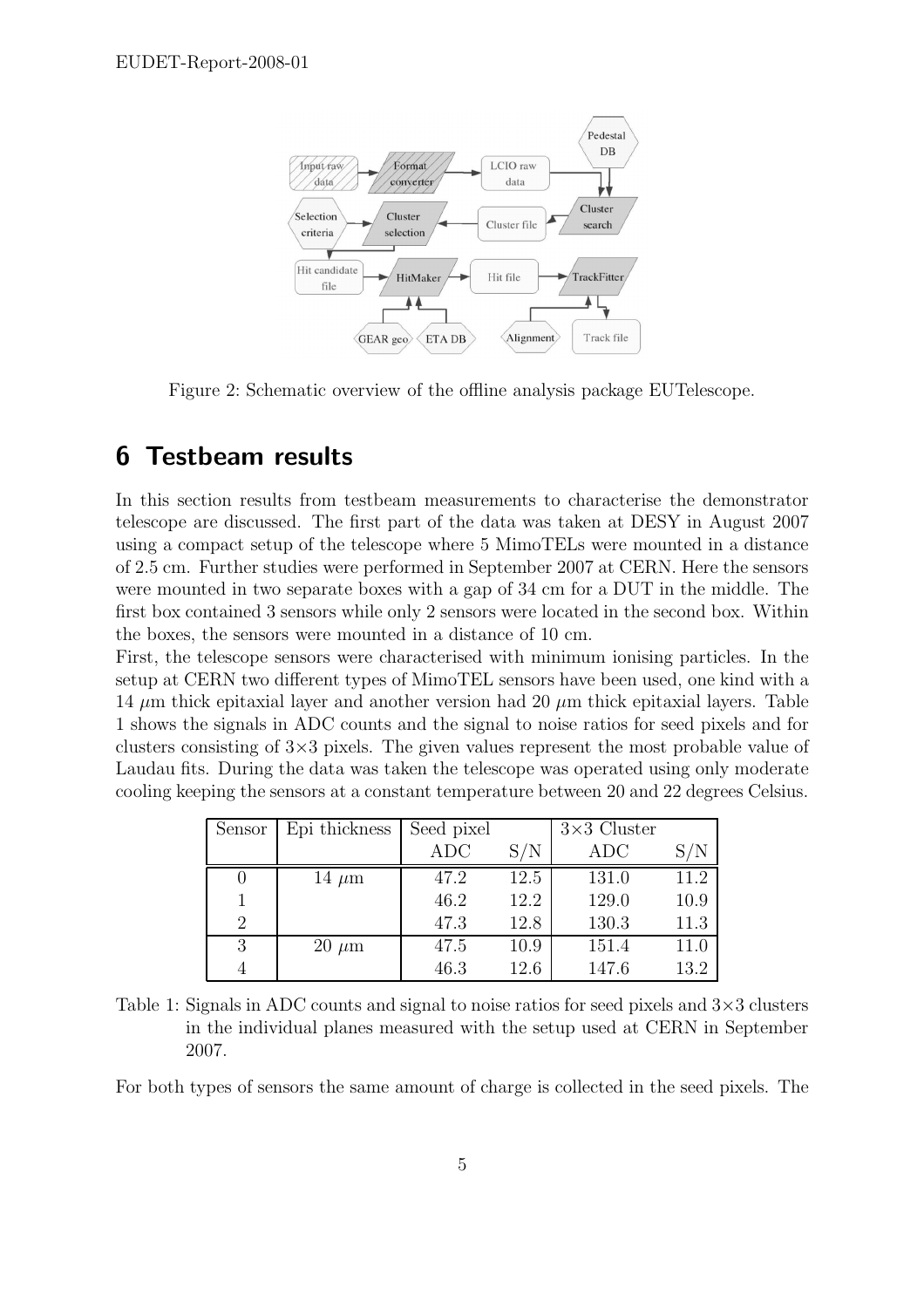Figure 2: Schematic overview of the offline analysis package EUTelescope.

# 6 Testbeam results

In this section results from testbeam measurements to characterise the demonstrator telescope are discussed. The first part of the data was taken at DESY in August 2007 using a compact setup of the telescope where 5 MimoTELs were mounted in a distance of 2.5 cm. Further studies were performed in September 2007 at CERN. Here the sensors were mounted in two separate boxes with a gap of 34 cm for a DUT in the middle. The first box contained 3 sensors while only 2 sensors were located in the second box. Within the boxes, the sensors were mounted in a distance of 10 cm.

First, the telescope sensors were characterised with minimum ionising particles. In the setup at CERN two different types of MimoTEL sensors have been used, one kind with a 14 $\mu$m thick epitaxial layer and another version had 20 $\mu$m thick epitaxial layers. Table 1 shows the signals in ADC counts and the signal to noise ratios for seed pixels and for clusters consisting of 3×3 pixels. The given values represent the most probable value of Laudau fits. During the data was taken the telescope was operated using only moderate cooling keeping the sensors at a constant temperature between 20 and 22 degrees Celsius.

| Sensor | Epi thickness | Seed pixel | | 3×3 Cluster | |
|---|---|---|---|---|---|
| | | ADC | S/N | ADC | S/N |
| 0 | 14 $\mu$m | 47.2 | 12.5 | 131.0 | 11.2 |
| 1 | | 46.2 | 12.2 | 129.0 | 10.9 |
| 2 | | 47.3 | 12.8 | 130.3 | 11.3 |
| 3 | 20 $\mu$m | 47.5 | 10.9 | 151.4 | 11.0 |
| 4 | | 46.3 | 12.6 | 147.6 | 13.2 |

Table 1: Signals in ADC counts and signal to noise ratios for seed pixels and 3×3 clusters in the individual planes measured with the setup used at CERN in September 2007.

For both types of sensors the same amount of charge is collected in the seed pixels. The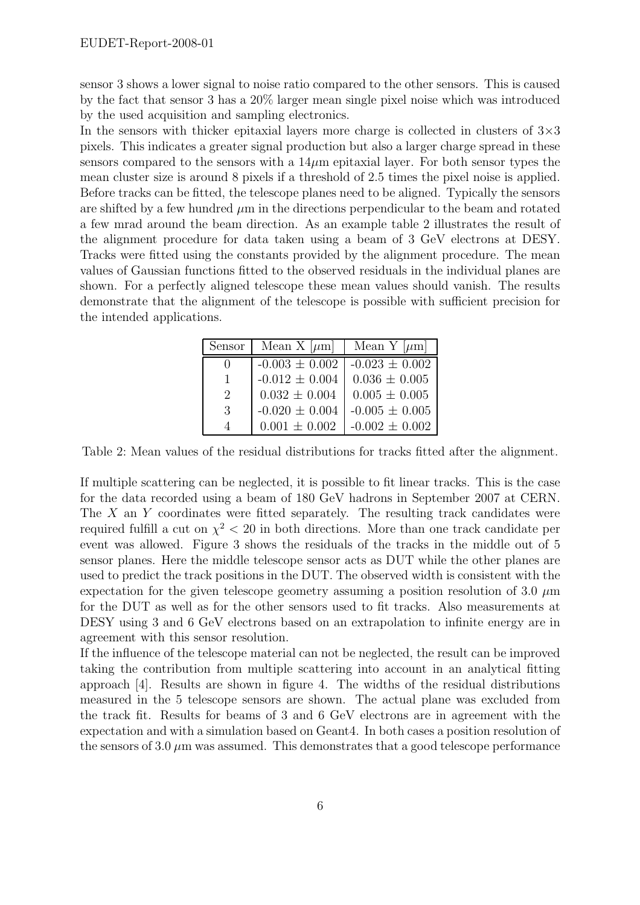sensor 3 shows a lower signal to noise ratio compared to the other sensors. This is caused by the fact that sensor 3 has a 20% larger mean single pixel noise which was introduced by the used acquisition and sampling electronics.
In the sensors with thicker epitaxial layers more charge is collected in clusters of $3{\times}3$ pixels. This indicates a greater signal production but also a larger charge spread in these sensors compared to the sensors with a $14\mu$m epitaxial layer. For both sensor types the mean cluster size is around 8 pixels if a threshold of 2.5 times the pixel noise is applied.
Before tracks can be fitted, the telescope planes need to be aligned. Typically the sensors are shifted by a few hundred $\mu$m in the directions perpendicular to the beam and rotated a few mrad around the beam direction. As an example table 2 illustrates the result of the alignment procedure for data taken using a beam of 3 GeV electrons at DESY. Tracks were fitted using the constants provided by the alignment procedure. The mean values of Gaussian functions fitted to the observed residuals in the individual planes are shown. For a perfectly aligned telescope these mean values should vanish. The results demonstrate that the alignment of the telescope is possible with sufficient precision for the intended applications.

| Sensor | Mean X [$\mu$m] | Mean Y [$\mu$m] |
|---|---|---|
| 0 | -0.003 ± 0.002 | -0.023 ± 0.002 |
| 1 | -0.012 ± 0.004 | 0.036 ± 0.005 |
| 2 | 0.032 ± 0.004 | 0.005 ± 0.005 |
| 3 | -0.020 ± 0.004 | -0.005 ± 0.005 |
| 4 | 0.001 ± 0.002 | -0.002 ± 0.002 |

Table 2: Mean values of the residual distributions for tracks fitted after the alignment.

If multiple scattering can be neglected, it is possible to fit linear tracks. This is the case for the data recorded using a beam of 180 GeV hadrons in September 2007 at CERN. The $X$ an $Y$ coordinates were fitted separately. The resulting track candidates were required fulfill a cut on $\chi^2 < 20$ in both directions. More than one track candidate per event was allowed. Figure 3 shows the residuals of the tracks in the middle out of 5 sensor planes. Here the middle telescope sensor acts as DUT while the other planes are used to predict the track positions in the DUT. The observed width is consistent with the expectation for the given telescope geometry assuming a position resolution of 3.0 $\mu$m for the DUT as well as for the other sensors used to fit tracks. Also measurements at DESY using 3 and 6 GeV electrons based on an extrapolation to infinite energy are in agreement with this sensor resolution.
If the influence of the telescope material can not be neglected, the result can be improved taking the contribution from multiple scattering into account in an analytical fitting approach [4]. Results are shown in figure 4. The widths of the residual distributions measured in the 5 telescope sensors are shown. The actual plane was excluded from the track fit. Results for beams of 3 and 6 GeV electrons are in agreement with the expectation and with a simulation based on Geant4. In both cases a position resolution of the sensors of 3.0 $\mu$m was assumed. This demonstrates that a good telescope performance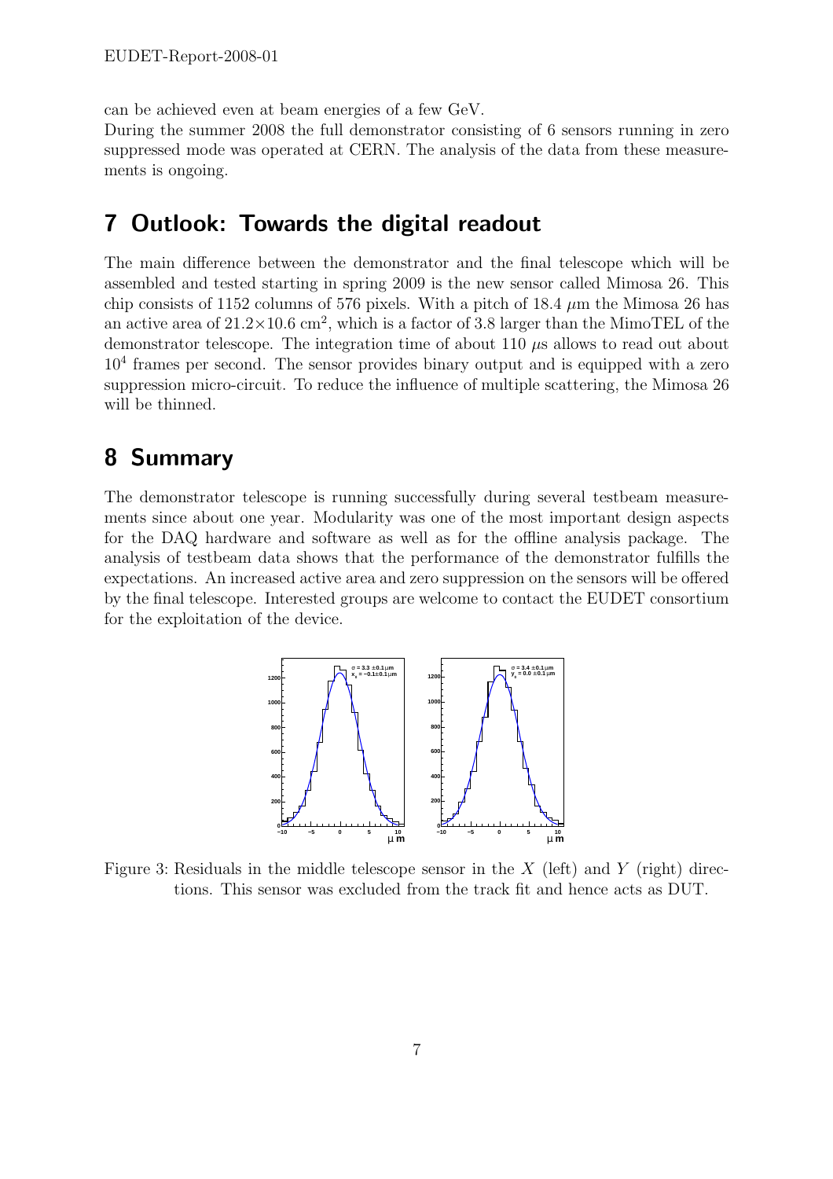can be achieved even at beam energies of a few GeV.
During the summer 2008 the full demonstrator consisting of 6 sensors running in zero suppressed mode was operated at CERN. The analysis of the data from these measurements is ongoing.

## 7 Outlook: Towards the digital readout

The main difference between the demonstrator and the final telescope which will be assembled and tested starting in spring 2009 is the new sensor called Mimosa 26. This chip consists of 1152 columns of 576 pixels. With a pitch of 18.4 $\mu$m the Mimosa 26 has an active area of $21.2\times10.6$ cm$^2$, which is a factor of 3.8 larger than the MimoTEL of the demonstrator telescope. The integration time of about 110 $\mu$s allows to read out about $10^4$ frames per second. The sensor provides binary output and is equipped with a zero suppression micro-circuit. To reduce the influence of multiple scattering, the Mimosa 26 will be thinned.

## 8 Summary

The demonstrator telescope is running successfully during several testbeam measurements since about one year. Modularity was one of the most important design aspects for the DAQ hardware and software as well as for the offline analysis package. The analysis of testbeam data shows that the performance of the demonstrator fulfills the expectations. An increased active area and zero suppression on the sensors will be offered by the final telescope. Interested groups are welcome to contact the EUDET consortium for the exploitation of the device.

Figure 3: Residuals in the middle telescope sensor in the $X$ (left) and $Y$ (right) directions. This sensor was excluded from the track fit and hence acts as DUT.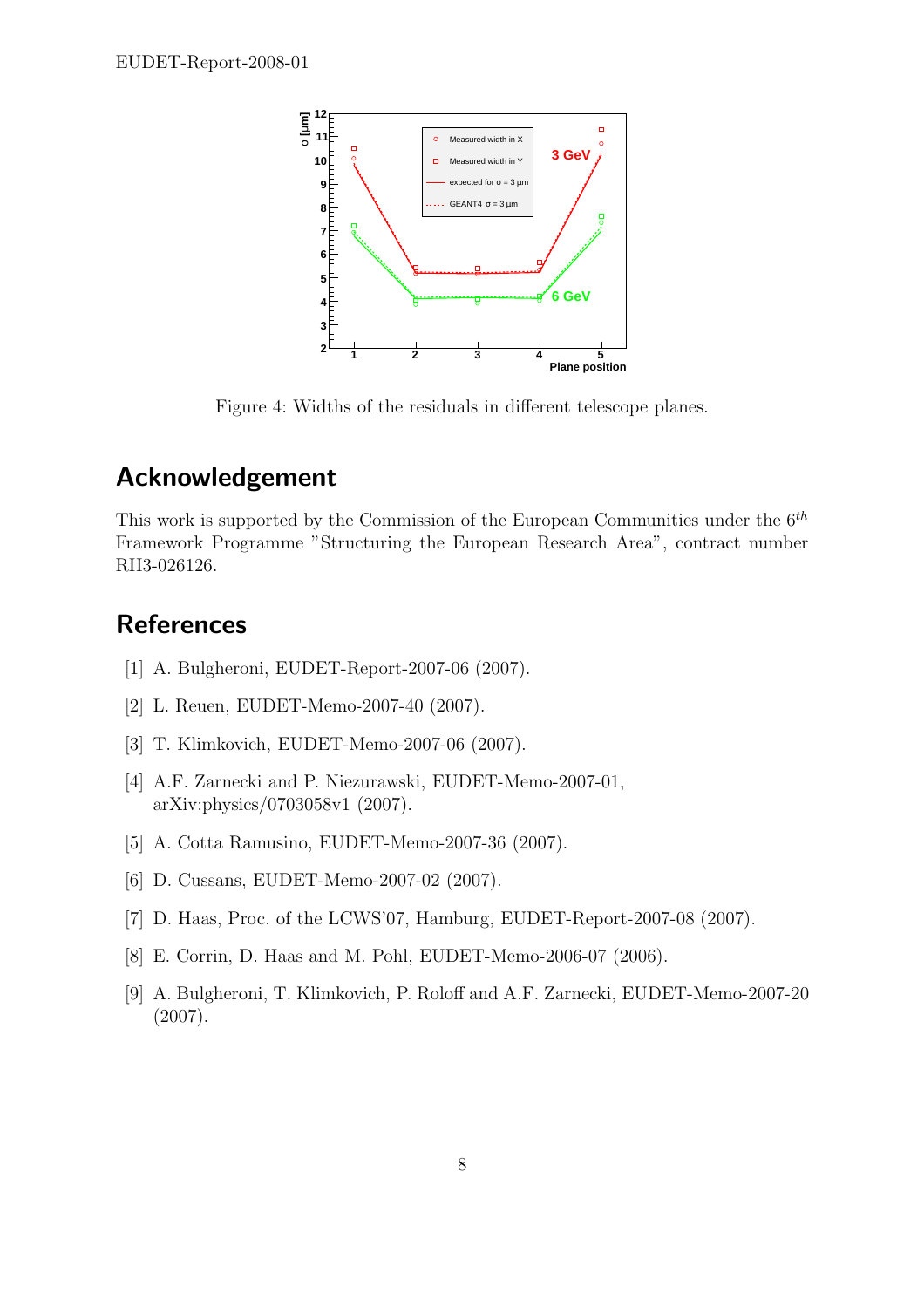σ [μm]

12
11
10
9
8
7
6
5
4
3
2

1
2
3
4
5

Plane position

Measured width in X
Measured width in Y
expected for σ = 3 μm
GEANT4 σ = 3 μm

3 GeV

6 GeV

Figure 4: Widths of the residuals in different telescope planes.

## Acknowledgement

This work is supported by the Commission of the European Communities under the $6^{th}$ Framework Programme "Structuring the European Research Area", contract number RII3-026126.

## References

[1] A. Bulgheroni, EUDET-Report-2007-06 (2007).

[2] L. Reuen, EUDET-Memo-2007-40 (2007).

[3] T. Klimkovich, EUDET-Memo-2007-06 (2007).

[4] A.F. Zarnecki and P. Niezurawski, EUDET-Memo-2007-01, arXiv:physics/0703058v1 (2007).

[5] A. Cotta Ramusino, EUDET-Memo-2007-36 (2007).

[6] D. Cussans, EUDET-Memo-2007-02 (2007).

[7] D. Haas, Proc. of the LCWS'07, Hamburg, EUDET-Report-2007-08 (2007).

[8] E. Corrin, D. Haas and M. Pohl, EUDET-Memo-2006-07 (2006).

[9] A. Bulgheroni, T. Klimkovich, P. Roloff and A.F. Zarnecki, EUDET-Memo-2007-20 (2007).